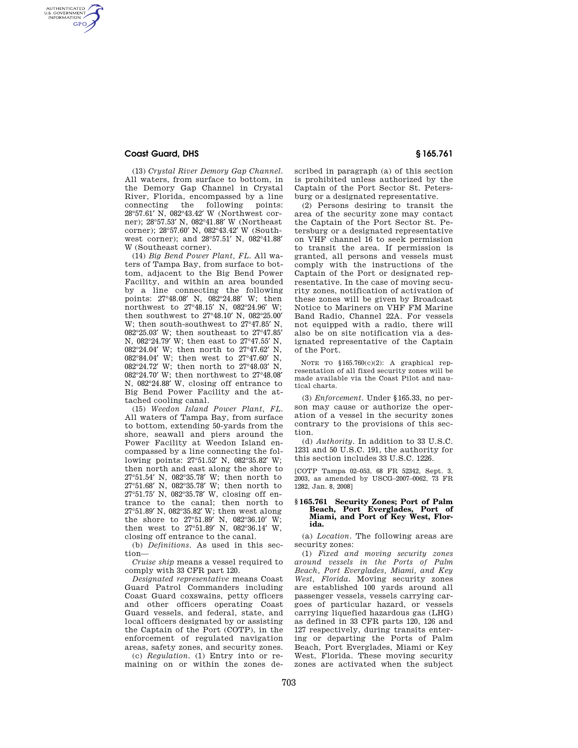(13) *Crystal River Demory Gap Channel.* All waters, from surface to bottom, in the Demory Gap Channel in Crystal River, Florida, encompassed by a line connecting the following points: 28°57.61′ N, 082°43.42′ W (Northwest corner); 28°57.53′ N, 082°41.88′ W (Northeast corner); 28°57.60′ N, 082°43.42′ W (Southwest corner); and 28°57.51′ N, 082°41.88′ W (Southeast corner).

(14) *Big Bend Power Plant, FL.* All waters of Tampa Bay, from surface to bottom, adjacent to the Big Bend Power Facility, and within an area bounded by a line connecting the following points: 27°48.08′ N, 082°24.88′ W; then northwest to 27°48.15′ N, 082°24.96′ W; then southwest to 27°48.10′ N, 082°25.00′ W; then south-southwest to 27°47.85′ N, 082°25.03′ W; then southeast to 27°47.85′ N, 082°24.79′ W; then east to 27°47.55′ N, 082°24.04′ W; then north to 27°47.62′ N, 082°84.04′ W; then west to 27°47.60′ N, 082°24.72′ W; then north to 27°48.03′ N, 082°24.70′ W; then northwest to 27°48.08′ N, 082°24.88′ W, closing off entrance to Big Bend Power Facility and the attached cooling canal.

(15) *Weedon Island Power Plant, FL.* All waters of Tampa Bay, from surface to bottom, extending 50-yards from the shore, seawall and piers around the Power Facility at Weedon Island encompassed by a line connecting the following points: 27°51.52′ N, 082°35.82′ W; then north and east along the shore to 27°51.54′ N, 082°35.78′ W; then north to 27°51.68′ N, 082°35.78′ W; then north to 27°51.75′ N, 082°35.78′ W, closing off entrance to the canal; then north to 27°51.89′ N, 082°35.82′ W; then west along the shore to 27°51.89′ N, 082°36.10′ W; then west to 27°51.89′ N, 082°36.14′ W, closing off entrance to the canal.

(b) *Definitions.* As used in this section—

*Cruise ship* means a vessel required to comply with 33 CFR part 120.

*Designated representative* means Coast Guard Patrol Commanders including Coast Guard coxswains, petty officers and other officers operating Coast Guard vessels, and federal, state, and local officers designated by or assisting the Captain of the Port (COTP), in the enforcement of regulated navigation areas, safety zones, and security zones.

(c) *Regulation.* (1) Entry into or remaining on or within the zones described in paragraph (a) of this section is prohibited unless authorized by the Captain of the Port Sector St. Petersburg or a designated representative.

(2) Persons desiring to transit the area of the security zone may contact the Captain of the Port Sector St. Petersburg or a designated representative on VHF channel 16 to seek permission to transit the area. If permission is granted, all persons and vessels must comply with the instructions of the Captain of the Port or designated representative. In the case of moving security zones, notification of activation of these zones will be given by Broadcast Notice to Mariners on VHF FM Marine Band Radio, Channel 22A. For vessels not equipped with a radio, there will also be on site notification via a designated representative of the Captain of the Port.

NOTE TO §165.760(c)(2): A graphical representation of all fixed security zones will be made available via the Coast Pilot and nautical charts.

(3) *Enforcement.* Under §165.33, no person may cause or authorize the operation of a vessel in the security zones contrary to the provisions of this section.

(d) *Authority.* In addition to 33 U.S.C. 1231 and 50 U.S.C. 191, the authority for this section includes 33 U.S.C. 1226.

[COTP Tampa 02–053, 68 FR 52342, Sept. 3, 2003, as amended by USCG–2007–0062, 73 FR 1282, Jan. 8, 2008]

## § 165.761 Security Zones; Port of Palm Beach, Port Everglades, Port of Miami, and Port of Key West, Florida.

(a) *Location.* The following areas are security zones:

(1) *Fixed and moving security zones around vessels in the Ports of Palm Beach, Port Everglades, Miami, and Key West, Florida.* Moving security zones are established 100 yards around all passenger vessels, vessels carrying cargoes of particular hazard, or vessels carrying liquefied hazardous gas (LHG) as defined in 33 CFR parts 120, 126 and 127 respectively, during transits entering or departing the Ports of Palm Beach, Port Everglades, Miami or Key West, Florida. These moving security zones are activated when the subject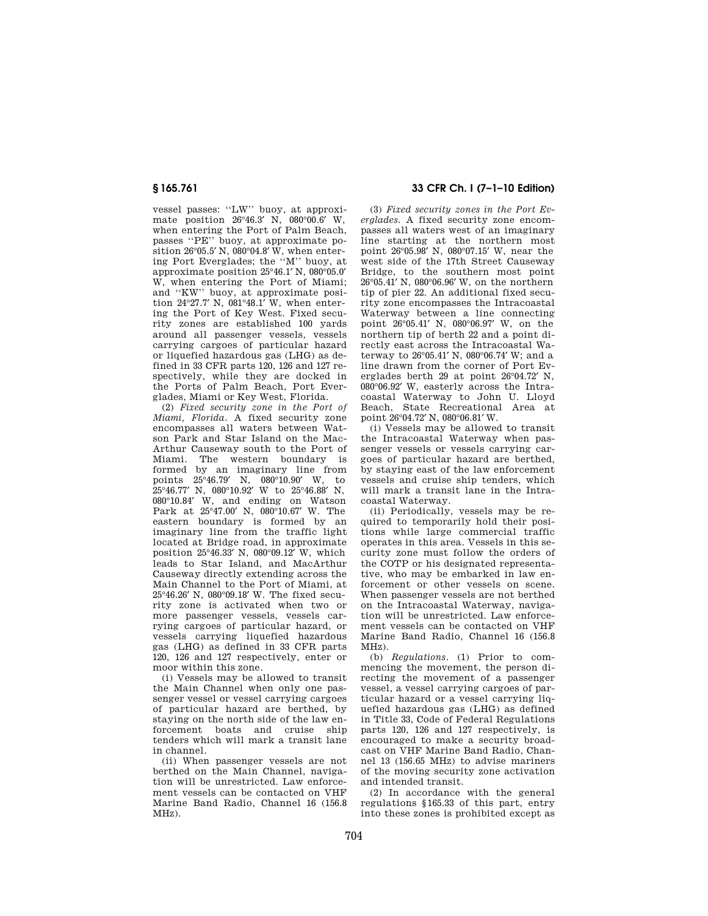vessel passes: ''LW'' buoy, at approximate position 26°46.3′ N, 080°00.6′ W, when entering the Port of Palm Beach, passes ''PE'' buoy, at approximate position 26°05.5′ N, 080°04.8′ W, when entering Port Everglades; the ''M'' buoy, at approximate position 25°46.1′ N, 080°05.0′ W, when entering the Port of Miami; and ''KW'' buoy, at approximate position 24°27.7′ N, 081°48.1′ W, when entering the Port of Key West. Fixed security zones are established 100 yards around all passenger vessels, vessels carrying cargoes of particular hazard or liquefied hazardous gas (LHG) as defined in 33 CFR parts 120, 126 and 127 respectively, while they are docked in the Ports of Palm Beach, Port Everglades, Miami or Key West, Florida.

(2) *Fixed security zone in the Port of Miami, Florida.* A fixed security zone encompasses all waters between Watson Park and Star Island on the MacArthur Causeway south to the Port of Miami. The western boundary is formed by an imaginary line from points 25°46.79′ N, 080°10.90′ W, to 25°46.77′ N, 080°10.92′ W to 25°46.88′ N, 080°10.84′ W, and ending on Watson Park at 25°47.00′ N, 080°10.67′ W. The eastern boundary is formed by an imaginary line from the traffic light located at Bridge road, in approximate position 25°46.33′ N, 080°09.12′ W, which leads to Star Island, and MacArthur Causeway directly extending across the Main Channel to the Port of Miami, at 25°46.26′ N, 080°09.18′ W. The fixed security zone is activated when two or more passenger vessels, vessels carrying cargoes of particular hazard, or vessels carrying liquefied hazardous gas (LHG) as defined in 33 CFR parts 120, 126 and 127 respectively, enter or moor within this zone.

(i) Vessels may be allowed to transit the Main Channel when only one passenger vessel or vessel carrying cargoes of particular hazard are berthed, by staying on the north side of the law enforcement boats and cruise ship tenders which will mark a transit lane in channel.

(ii) When passenger vessels are not berthed on the Main Channel, navigation will be unrestricted. Law enforcement vessels can be contacted on VHF Marine Band Radio, Channel 16 (156.8 MHz).

(3) *Fixed security zones in the Port Everglades.* A fixed security zone encompasses all waters west of an imaginary line starting at the northern most point 26°05.98′ N, 080°07.15′ W, near the west side of the 17th Street Causeway Bridge, to the southern most point 26°05.41′ N, 080°06.96′ W, on the northern tip of pier 22. An additional fixed security zone encompasses the Intracoastal Waterway between a line connecting point 26°05.41′ N, 080°06.97′ W, on the northern tip of berth 22 and a point directly east across the Intracoastal Waterway to 26°05.41′ N, 080°06.74′ W; and a line drawn from the corner of Port Everglades berth 29 at point 26°04.72′ N, 080°06.92′ W, easterly across the Intracoastal Waterway to John U. Lloyd Beach, State Recreational Area at point 26°04.72′ N, 080°06.81′ W.

(i) Vessels may be allowed to transit the Intracoastal Waterway when passenger vessels or vessels carrying cargoes of particular hazard are berthed, by staying east of the law enforcement vessels and cruise ship tenders, which will mark a transit lane in the Intracoastal Waterway.

(ii) Periodically, vessels may be required to temporarily hold their positions while large commercial traffic operates in this area. Vessels in this security zone must follow the orders of the COTP or his designated representative, who may be embarked in law enforcement or other vessels on scene. When passenger vessels are not berthed on the Intracoastal Waterway, navigation will be unrestricted. Law enforcement vessels can be contacted on VHF Marine Band Radio, Channel 16 (156.8 MHz).

(b) *Regulations.* (1) Prior to commencing the movement, the person directing the movement of a passenger vessel, a vessel carrying cargoes of particular hazard or a vessel carrying liquefied hazardous gas (LHG) as defined in Title 33, Code of Federal Regulations parts 120, 126 and 127 respectively, is encouraged to make a security broadcast on VHF Marine Band Radio, Channel 13 (156.65 MHz) to advise mariners of the moving security zone activation and intended transit.

(2) In accordance with the general regulations §165.33 of this part, entry into these zones is prohibited except as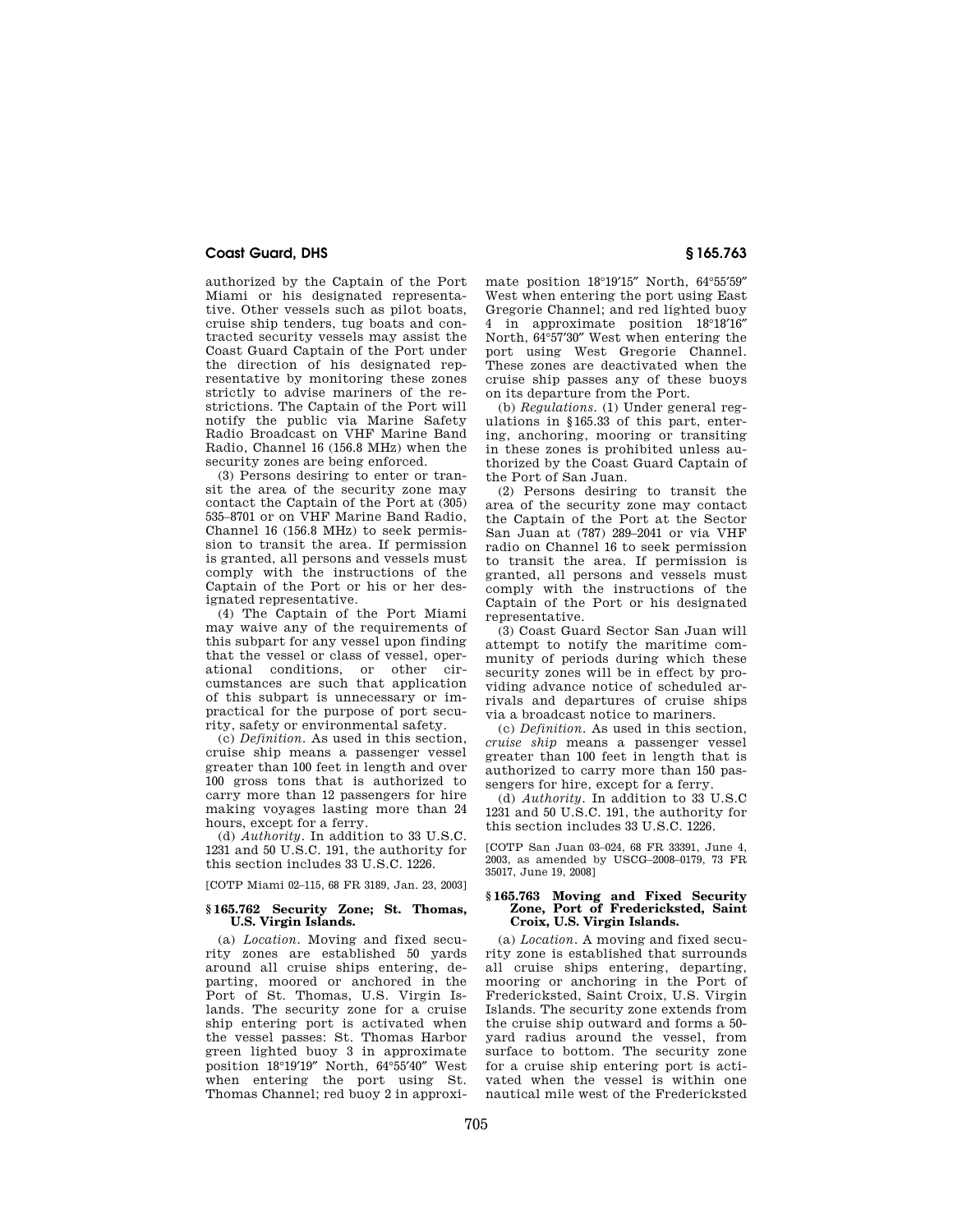authorized by the Captain of the Port Miami or his designated representative. Other vessels such as pilot boats, cruise ship tenders, tug boats and contracted security vessels may assist the Coast Guard Captain of the Port under the direction of his designated representative by monitoring these zones strictly to advise mariners of the restrictions. The Captain of the Port will notify the public via Marine Safety Radio Broadcast on VHF Marine Band Radio, Channel 16 (156.8 MHz) when the security zones are being enforced.

(3) Persons desiring to enter or transit the area of the security zone may contact the Captain of the Port at (305) 535–8701 or on VHF Marine Band Radio, Channel 16 (156.8 MHz) to seek permission to transit the area. If permission is granted, all persons and vessels must comply with the instructions of the Captain of the Port or his or her designated representative.

(4) The Captain of the Port Miami may waive any of the requirements of this subpart for any vessel upon finding that the vessel or class of vessel, operational conditions, or other circumstances are such that application of this subpart is unnecessary or impractical for the purpose of port security, safety or environmental safety.

(c) *Definition.* As used in this section, cruise ship means a passenger vessel greater than 100 feet in length and over 100 gross tons that is authorized to carry more than 12 passengers for hire making voyages lasting more than 24 hours, except for a ferry.

(d) *Authority.* In addition to 33 U.S.C. 1231 and 50 U.S.C. 191, the authority for this section includes 33 U.S.C. 1226.

[COTP Miami 02–115, 68 FR 3189, Jan. 23, 2003]

### § 165.762 Security Zone; St. Thomas, U.S. Virgin Islands.

(a) *Location.* Moving and fixed security zones are established 50 yards around all cruise ships entering, departing, moored or anchored in the Port of St. Thomas, U.S. Virgin Islands. The security zone for a cruise ship entering port is activated when the vessel passes: St. Thomas Harbor green lighted buoy 3 in approximate position 18°19′19″ North, 64°55′40″ West when entering the port using St. Thomas Channel; red buoy 2 in approximate position 18°19′15″ North, 64°55′59″ West when entering the port using East Gregorie Channel; and red lighted buoy 4 in approximate position 18°18′16″ North, 64°57′30″ West when entering the port using West Gregorie Channel. These zones are deactivated when the cruise ship passes any of these buoys on its departure from the Port.

(b) *Regulations.* (1) Under general regulations in §165.33 of this part, entering, anchoring, mooring or transiting in these zones is prohibited unless authorized by the Coast Guard Captain of the Port of San Juan.

(2) Persons desiring to transit the area of the security zone may contact the Captain of the Port at the Sector San Juan at (787) 289–2041 or via VHF radio on Channel 16 to seek permission to transit the area. If permission is granted, all persons and vessels must comply with the instructions of the Captain of the Port or his designated representative.

(3) Coast Guard Sector San Juan will attempt to notify the maritime community of periods during which these security zones will be in effect by providing advance notice of scheduled arrivals and departures of cruise ships via a broadcast notice to mariners.

(c) *Definition.* As used in this section, *cruise ship* means a passenger vessel greater than 100 feet in length that is authorized to carry more than 150 passengers for hire, except for a ferry.

(d) *Authority.* In addition to 33 U.S.C 1231 and 50 U.S.C. 191, the authority for this section includes 33 U.S.C. 1226.

[COTP San Juan 03–024, 68 FR 33391, June 4, 2003, as amended by USCG–2008–0179, 73 FR 35017, June 19, 2008]

### § 165.763 Moving and Fixed Security Zone, Port of Fredericksted, Saint Croix, U.S. Virgin Islands.

(a) *Location.* A moving and fixed security zone is established that surrounds all cruise ships entering, departing, mooring or anchoring in the Port of Fredericksted, Saint Croix, U.S. Virgin Islands. The security zone extends from the cruise ship outward and forms a 50-yard radius around the vessel, from surface to bottom. The security zone for a cruise ship entering port is activated when the vessel is within one nautical mile west of the Fredericksted